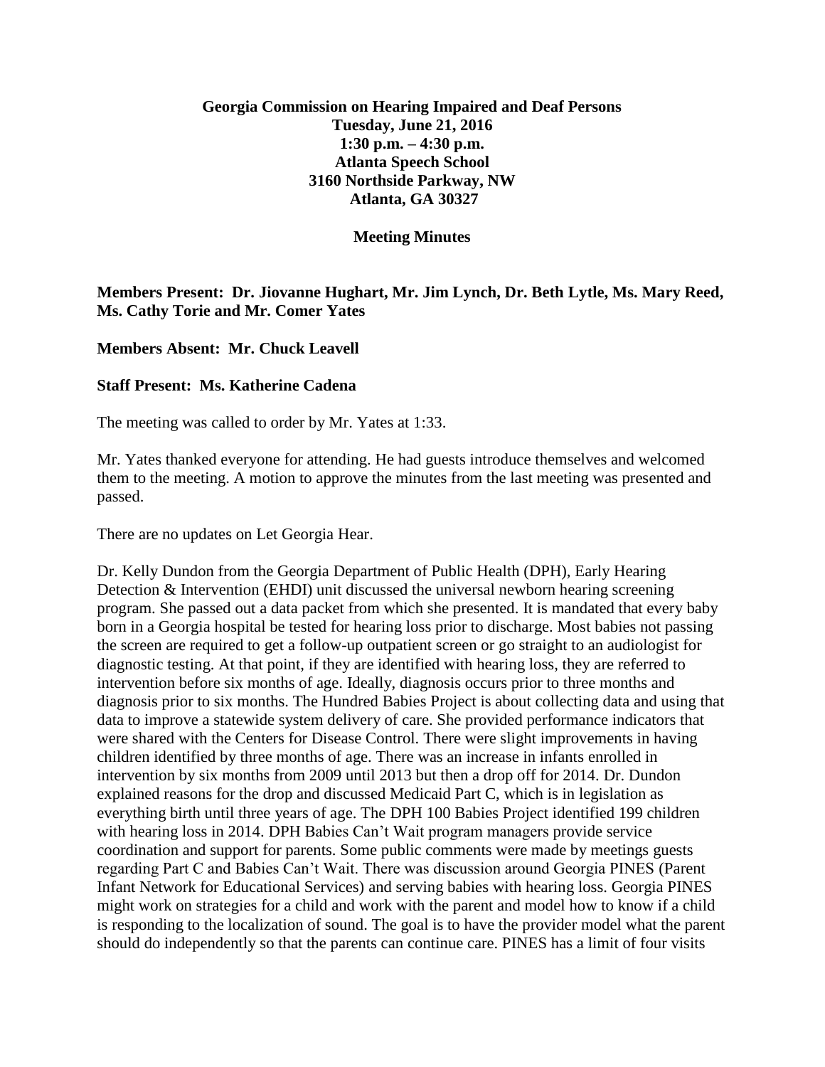**Georgia Commission on Hearing Impaired and Deaf Persons**
**Tuesday, June 21, 2016**
**1:30 p.m. – 4:30 p.m.**
**Atlanta Speech School**
**3160 Northside Parkway, NW**
**Atlanta, GA 30327**

**Meeting Minutes**

**Members Present: Dr. Jiovanne Hughart, Mr. Jim Lynch, Dr. Beth Lytle, Ms. Mary Reed, Ms. Cathy Torie and Mr. Comer Yates**

**Members Absent: Mr. Chuck Leavell**

**Staff Present: Ms. Katherine Cadena**

The meeting was called to order by Mr. Yates at 1:33.

Mr. Yates thanked everyone for attending. He had guests introduce themselves and welcomed them to the meeting. A motion to approve the minutes from the last meeting was presented and passed.

There are no updates on Let Georgia Hear.

Dr. Kelly Dundon from the Georgia Department of Public Health (DPH), Early Hearing Detection & Intervention (EHDI) unit discussed the universal newborn hearing screening program. She passed out a data packet from which she presented. It is mandated that every baby born in a Georgia hospital be tested for hearing loss prior to discharge. Most babies not passing the screen are required to get a follow-up outpatient screen or go straight to an audiologist for diagnostic testing. At that point, if they are identified with hearing loss, they are referred to intervention before six months of age. Ideally, diagnosis occurs prior to three months and diagnosis prior to six months. The Hundred Babies Project is about collecting data and using that data to improve a statewide system delivery of care. She provided performance indicators that were shared with the Centers for Disease Control. There were slight improvements in having children identified by three months of age. There was an increase in infants enrolled in intervention by six months from 2009 until 2013 but then a drop off for 2014. Dr. Dundon explained reasons for the drop and discussed Medicaid Part C, which is in legislation as everything birth until three years of age. The DPH 100 Babies Project identified 199 children with hearing loss in 2014. DPH Babies Can't Wait program managers provide service coordination and support for parents. Some public comments were made by meetings guests regarding Part C and Babies Can't Wait. There was discussion around Georgia PINES (Parent Infant Network for Educational Services) and serving babies with hearing loss. Georgia PINES might work on strategies for a child and work with the parent and model how to know if a child is responding to the localization of sound. The goal is to have the provider model what the parent should do independently so that the parents can continue care. PINES has a limit of four visits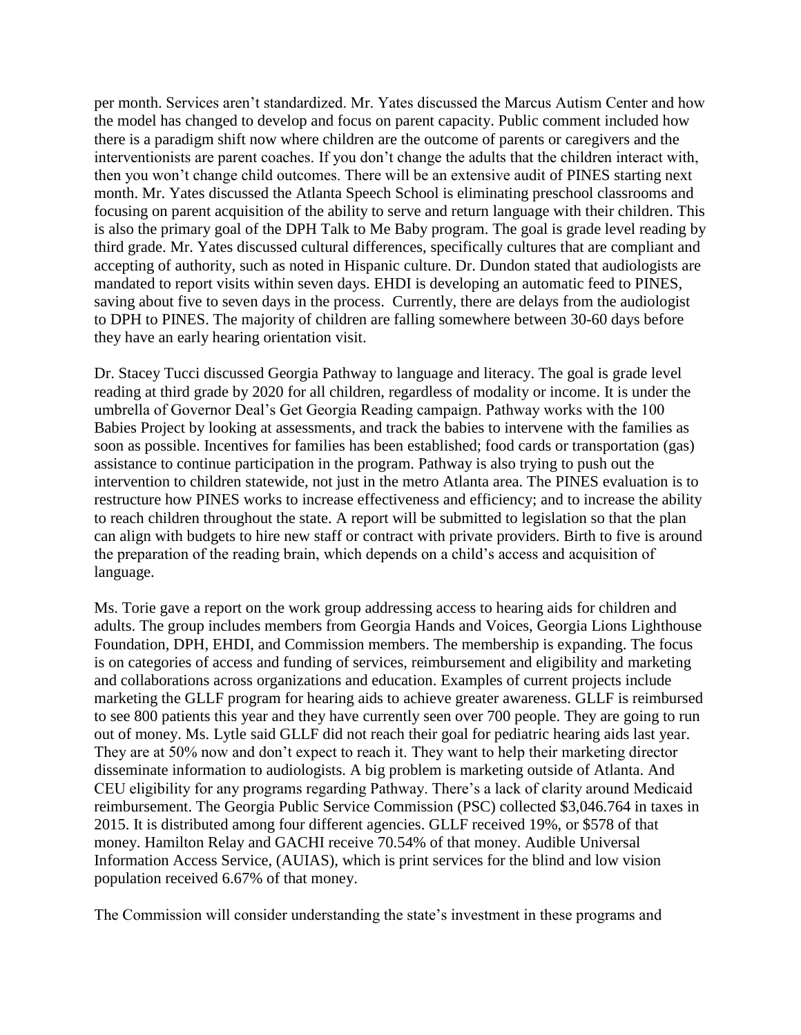per month. Services aren't standardized. Mr. Yates discussed the Marcus Autism Center and how the model has changed to develop and focus on parent capacity. Public comment included how there is a paradigm shift now where children are the outcome of parents or caregivers and the interventionists are parent coaches. If you don't change the adults that the children interact with, then you won't change child outcomes. There will be an extensive audit of PINES starting next month. Mr. Yates discussed the Atlanta Speech School is eliminating preschool classrooms and focusing on parent acquisition of the ability to serve and return language with their children. This is also the primary goal of the DPH Talk to Me Baby program. The goal is grade level reading by third grade. Mr. Yates discussed cultural differences, specifically cultures that are compliant and accepting of authority, such as noted in Hispanic culture. Dr. Dundon stated that audiologists are mandated to report visits within seven days. EHDI is developing an automatic feed to PINES, saving about five to seven days in the process. Currently, there are delays from the audiologist to DPH to PINES. The majority of children are falling somewhere between 30-60 days before they have an early hearing orientation visit.

Dr. Stacey Tucci discussed Georgia Pathway to language and literacy. The goal is grade level reading at third grade by 2020 for all children, regardless of modality or income. It is under the umbrella of Governor Deal's Get Georgia Reading campaign. Pathway works with the 100 Babies Project by looking at assessments, and track the babies to intervene with the families as soon as possible. Incentives for families has been established; food cards or transportation (gas) assistance to continue participation in the program. Pathway is also trying to push out the intervention to children statewide, not just in the metro Atlanta area. The PINES evaluation is to restructure how PINES works to increase effectiveness and efficiency; and to increase the ability to reach children throughout the state. A report will be submitted to legislation so that the plan can align with budgets to hire new staff or contract with private providers. Birth to five is around the preparation of the reading brain, which depends on a child's access and acquisition of language.

Ms. Torie gave a report on the work group addressing access to hearing aids for children and adults. The group includes members from Georgia Hands and Voices, Georgia Lions Lighthouse Foundation, DPH, EHDI, and Commission members. The membership is expanding. The focus is on categories of access and funding of services, reimbursement and eligibility and marketing and collaborations across organizations and education. Examples of current projects include marketing the GLLF program for hearing aids to achieve greater awareness. GLLF is reimbursed to see 800 patients this year and they have currently seen over 700 people. They are going to run out of money. Ms. Lytle said GLLF did not reach their goal for pediatric hearing aids last year. They are at 50% now and don't expect to reach it. They want to help their marketing director disseminate information to audiologists. A big problem is marketing outside of Atlanta. And CEU eligibility for any programs regarding Pathway. There's a lack of clarity around Medicaid reimbursement. The Georgia Public Service Commission (PSC) collected $3,046.764 in taxes in 2015. It is distributed among four different agencies. GLLF received 19%, or $578 of that money. Hamilton Relay and GACHI receive 70.54% of that money. Audible Universal Information Access Service, (AUIAS), which is print services for the blind and low vision population received 6.67% of that money.

The Commission will consider understanding the state's investment in these programs and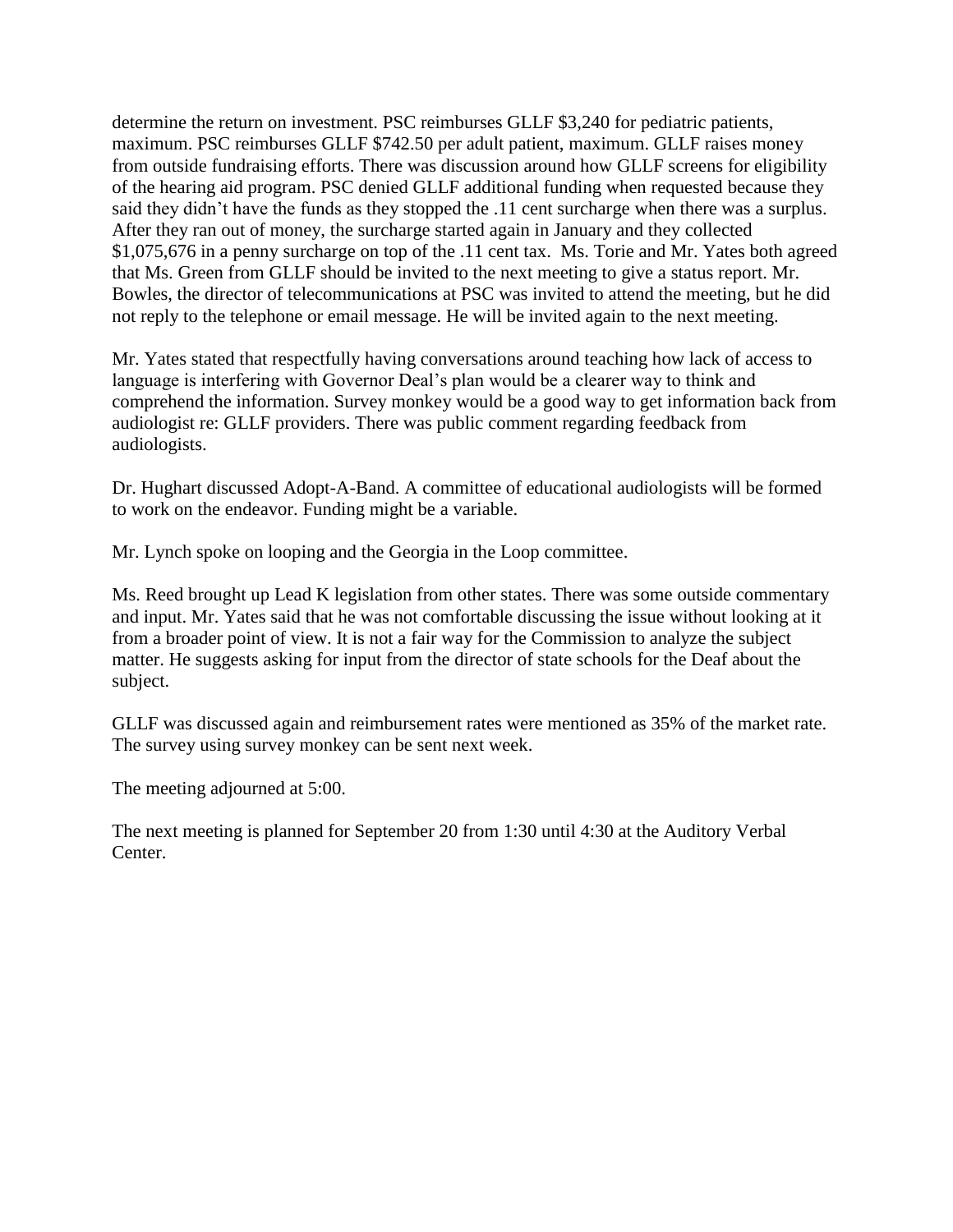determine the return on investment. PSC reimburses GLLF $3,240 for pediatric patients, maximum. PSC reimburses GLLF $742.50 per adult patient, maximum. GLLF raises money from outside fundraising efforts. There was discussion around how GLLF screens for eligibility of the hearing aid program. PSC denied GLLF additional funding when requested because they said they didn't have the funds as they stopped the .11 cent surcharge when there was a surplus. After they ran out of money, the surcharge started again in January and they collected $1,075,676 in a penny surcharge on top of the .11 cent tax. Ms. Torie and Mr. Yates both agreed that Ms. Green from GLLF should be invited to the next meeting to give a status report. Mr. Bowles, the director of telecommunications at PSC was invited to attend the meeting, but he did not reply to the telephone or email message. He will be invited again to the next meeting.

Mr. Yates stated that respectfully having conversations around teaching how lack of access to language is interfering with Governor Deal's plan would be a clearer way to think and comprehend the information. Survey monkey would be a good way to get information back from audiologist re: GLLF providers. There was public comment regarding feedback from audiologists.

Dr. Hughart discussed Adopt-A-Band. A committee of educational audiologists will be formed to work on the endeavor. Funding might be a variable.

Mr. Lynch spoke on looping and the Georgia in the Loop committee.

Ms. Reed brought up Lead K legislation from other states. There was some outside commentary and input. Mr. Yates said that he was not comfortable discussing the issue without looking at it from a broader point of view. It is not a fair way for the Commission to analyze the subject matter. He suggests asking for input from the director of state schools for the Deaf about the subject.

GLLF was discussed again and reimbursement rates were mentioned as 35% of the market rate. The survey using survey monkey can be sent next week.

The meeting adjourned at 5:00.

The next meeting is planned for September 20 from 1:30 until 4:30 at the Auditory Verbal Center.